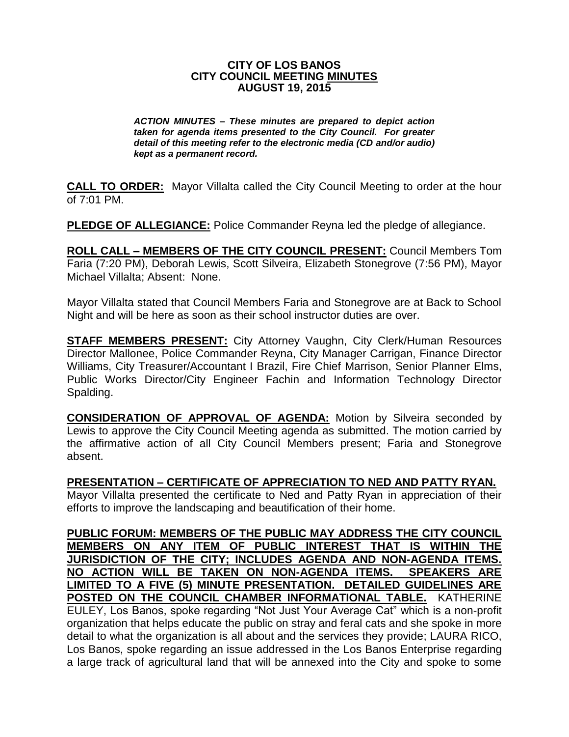**CITY OF LOS BANOS**
**CITY COUNCIL MEETING MINUTES**
**AUGUST 19, 2015**

***ACTION MINUTES – These minutes are prepared to depict action taken for agenda items presented to the City Council. For greater detail of this meeting refer to the electronic media (CD and/or audio) kept as a permanent record.***

**CALL TO ORDER:** Mayor Villalta called the City Council Meeting to order at the hour of 7:01 PM.

**PLEDGE OF ALLEGIANCE:** Police Commander Reyna led the pledge of allegiance.

**ROLL CALL – MEMBERS OF THE CITY COUNCIL PRESENT:** Council Members Tom Faria (7:20 PM), Deborah Lewis, Scott Silveira, Elizabeth Stonegrove (7:56 PM), Mayor Michael Villalta; Absent: None.

Mayor Villalta stated that Council Members Faria and Stonegrove are at Back to School Night and will be here as soon as their school instructor duties are over.

**STAFF MEMBERS PRESENT:** City Attorney Vaughn, City Clerk/Human Resources Director Mallonee, Police Commander Reyna, City Manager Carrigan, Finance Director Williams, City Treasurer/Accountant I Brazil, Fire Chief Marrison, Senior Planner Elms, Public Works Director/City Engineer Fachin and Information Technology Director Spalding.

**CONSIDERATION OF APPROVAL OF AGENDA:** Motion by Silveira seconded by Lewis to approve the City Council Meeting agenda as submitted. The motion carried by the affirmative action of all City Council Members present; Faria and Stonegrove absent.

**PRESENTATION – CERTIFICATE OF APPRECIATION TO NED AND PATTY RYAN.** Mayor Villalta presented the certificate to Ned and Patty Ryan in appreciation of their efforts to improve the landscaping and beautification of their home.

**PUBLIC FORUM: MEMBERS OF THE PUBLIC MAY ADDRESS THE CITY COUNCIL MEMBERS ON ANY ITEM OF PUBLIC INTEREST THAT IS WITHIN THE JURISDICTION OF THE CITY; INCLUDES AGENDA AND NON-AGENDA ITEMS. NO ACTION WILL BE TAKEN ON NON-AGENDA ITEMS. SPEAKERS ARE LIMITED TO A FIVE (5) MINUTE PRESENTATION. DETAILED GUIDELINES ARE POSTED ON THE COUNCIL CHAMBER INFORMATIONAL TABLE.** KATHERINE EULEY, Los Banos, spoke regarding "Not Just Your Average Cat" which is a non-profit organization that helps educate the public on stray and feral cats and she spoke in more detail to what the organization is all about and the services they provide; LAURA RICO, Los Banos, spoke regarding an issue addressed in the Los Banos Enterprise regarding a large track of agricultural land that will be annexed into the City and spoke to some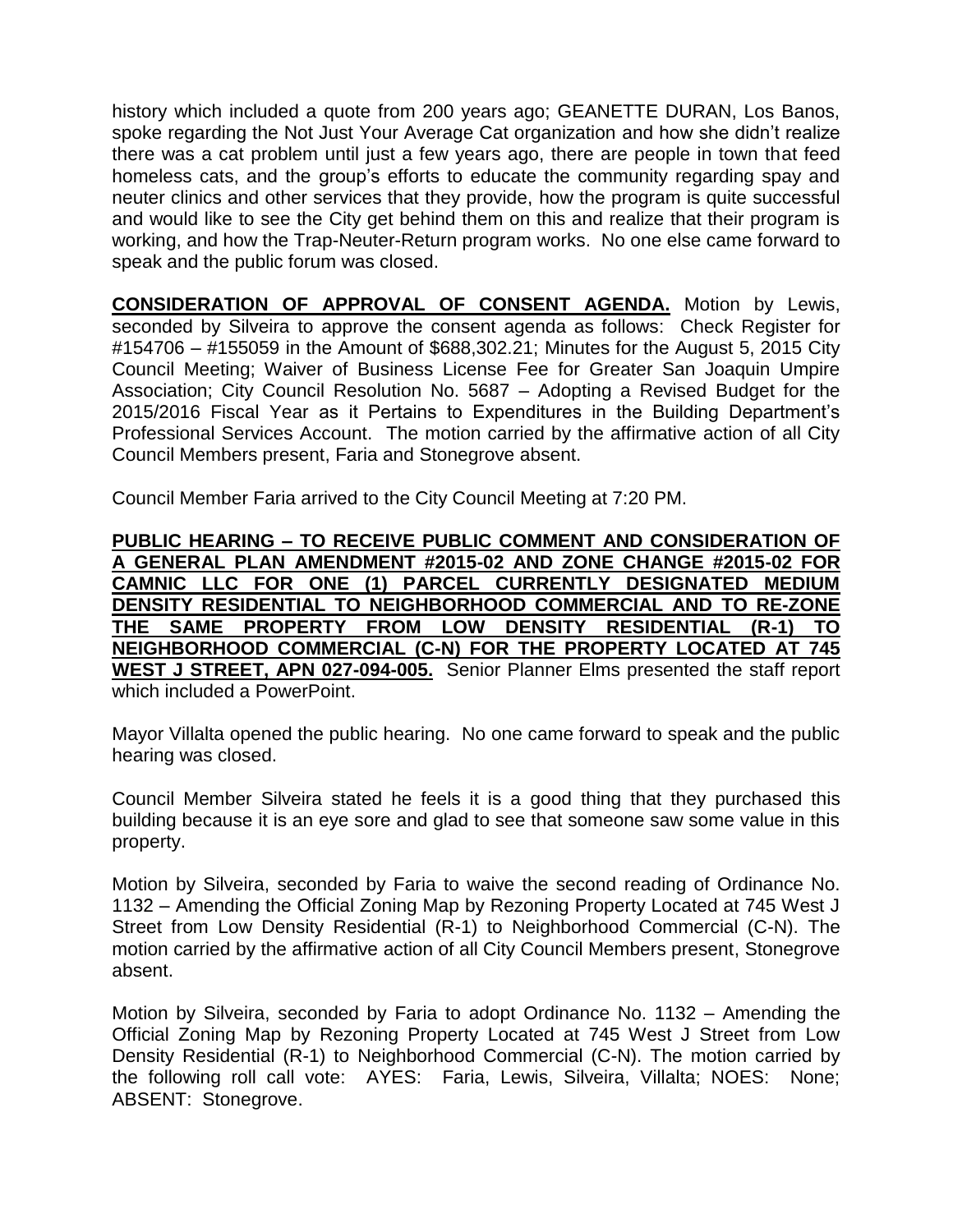history which included a quote from 200 years ago; GEANETTE DURAN, Los Banos, spoke regarding the Not Just Your Average Cat organization and how she didn't realize there was a cat problem until just a few years ago, there are people in town that feed homeless cats, and the group's efforts to educate the community regarding spay and neuter clinics and other services that they provide, how the program is quite successful and would like to see the City get behind them on this and realize that their program is working, and how the Trap-Neuter-Return program works. No one else came forward to speak and the public forum was closed.

**CONSIDERATION OF APPROVAL OF CONSENT AGENDA.** Motion by Lewis, seconded by Silveira to approve the consent agenda as follows: Check Register for #154706 – #155059 in the Amount of $688,302.21; Minutes for the August 5, 2015 City Council Meeting; Waiver of Business License Fee for Greater San Joaquin Umpire Association; City Council Resolution No. 5687 – Adopting a Revised Budget for the 2015/2016 Fiscal Year as it Pertains to Expenditures in the Building Department's Professional Services Account. The motion carried by the affirmative action of all City Council Members present, Faria and Stonegrove absent.

Council Member Faria arrived to the City Council Meeting at 7:20 PM.

**PUBLIC HEARING – TO RECEIVE PUBLIC COMMENT AND CONSIDERATION OF A GENERAL PLAN AMENDMENT #2015-02 AND ZONE CHANGE #2015-02 FOR CAMNIC LLC FOR ONE (1) PARCEL CURRENTLY DESIGNATED MEDIUM DENSITY RESIDENTIAL TO NEIGHBORHOOD COMMERCIAL AND TO RE-ZONE THE SAME PROPERTY FROM LOW DENSITY RESIDENTIAL (R-1) TO NEIGHBORHOOD COMMERCIAL (C-N) FOR THE PROPERTY LOCATED AT 745 WEST J STREET, APN 027-094-005.** Senior Planner Elms presented the staff report which included a PowerPoint.

Mayor Villalta opened the public hearing. No one came forward to speak and the public hearing was closed.

Council Member Silveira stated he feels it is a good thing that they purchased this building because it is an eye sore and glad to see that someone saw some value in this property.

Motion by Silveira, seconded by Faria to waive the second reading of Ordinance No. 1132 – Amending the Official Zoning Map by Rezoning Property Located at 745 West J Street from Low Density Residential (R-1) to Neighborhood Commercial (C-N). The motion carried by the affirmative action of all City Council Members present, Stonegrove absent.

Motion by Silveira, seconded by Faria to adopt Ordinance No. 1132 – Amending the Official Zoning Map by Rezoning Property Located at 745 West J Street from Low Density Residential (R-1) to Neighborhood Commercial (C-N). The motion carried by the following roll call vote: AYES: Faria, Lewis, Silveira, Villalta; NOES: None; ABSENT: Stonegrove.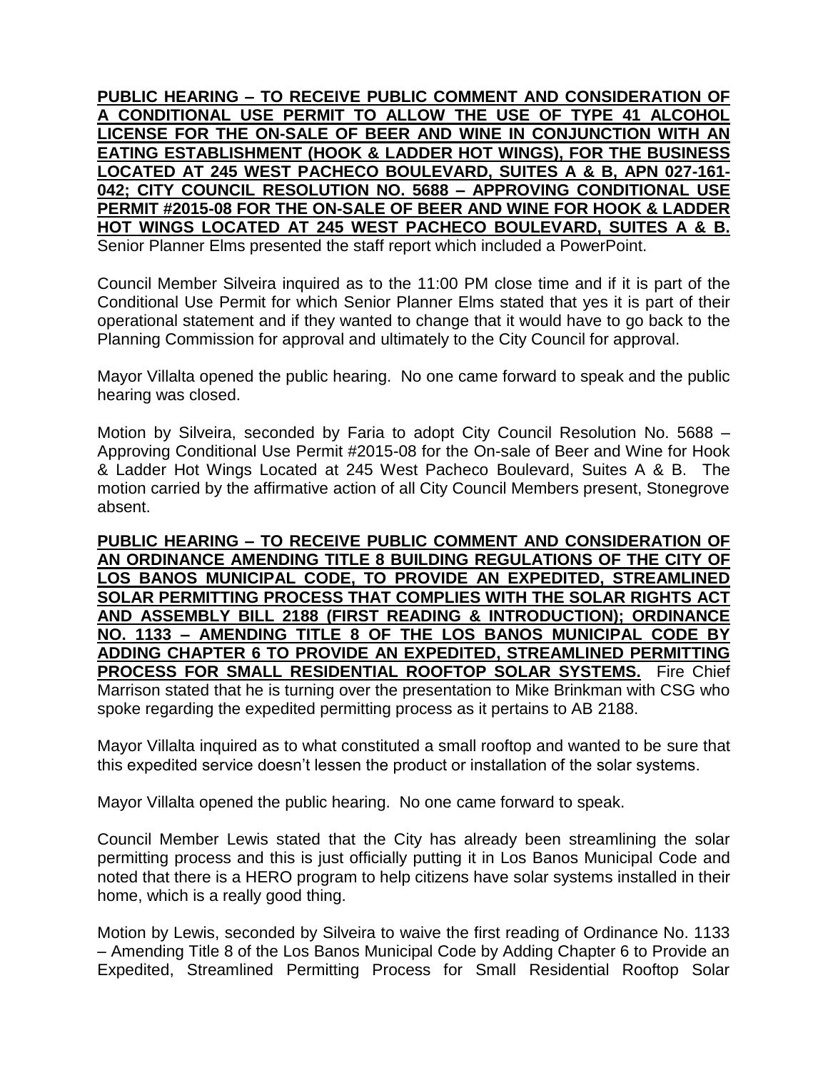**PUBLIC HEARING – TO RECEIVE PUBLIC COMMENT AND CONSIDERATION OF A CONDITIONAL USE PERMIT TO ALLOW THE USE OF TYPE 41 ALCOHOL LICENSE FOR THE ON-SALE OF BEER AND WINE IN CONJUNCTION WITH AN EATING ESTABLISHMENT (HOOK & LADDER HOT WINGS), FOR THE BUSINESS LOCATED AT 245 WEST PACHECO BOULEVARD, SUITES A & B, APN 027-161-042; CITY COUNCIL RESOLUTION NO. 5688 – APPROVING CONDITIONAL USE PERMIT #2015-08 FOR THE ON-SALE OF BEER AND WINE FOR HOOK & LADDER HOT WINGS LOCATED AT 245 WEST PACHECO BOULEVARD, SUITES A & B.** Senior Planner Elms presented the staff report which included a PowerPoint.

Council Member Silveira inquired as to the 11:00 PM close time and if it is part of the Conditional Use Permit for which Senior Planner Elms stated that yes it is part of their operational statement and if they wanted to change that it would have to go back to the Planning Commission for approval and ultimately to the City Council for approval.

Mayor Villalta opened the public hearing. No one came forward to speak and the public hearing was closed.

Motion by Silveira, seconded by Faria to adopt City Council Resolution No. 5688 – Approving Conditional Use Permit #2015-08 for the On-sale of Beer and Wine for Hook & Ladder Hot Wings Located at 245 West Pacheco Boulevard, Suites A & B. The motion carried by the affirmative action of all City Council Members present, Stonegrove absent.

**PUBLIC HEARING – TO RECEIVE PUBLIC COMMENT AND CONSIDERATION OF AN ORDINANCE AMENDING TITLE 8 BUILDING REGULATIONS OF THE CITY OF LOS BANOS MUNICIPAL CODE, TO PROVIDE AN EXPEDITED, STREAMLINED SOLAR PERMITTING PROCESS THAT COMPLIES WITH THE SOLAR RIGHTS ACT AND ASSEMBLY BILL 2188 (FIRST READING & INTRODUCTION); ORDINANCE NO. 1133 – AMENDING TITLE 8 OF THE LOS BANOS MUNICIPAL CODE BY ADDING CHAPTER 6 TO PROVIDE AN EXPEDITED, STREAMLINED PERMITTING PROCESS FOR SMALL RESIDENTIAL ROOFTOP SOLAR SYSTEMS.** Fire Chief Marrison stated that he is turning over the presentation to Mike Brinkman with CSG who spoke regarding the expedited permitting process as it pertains to AB 2188.

Mayor Villalta inquired as to what constituted a small rooftop and wanted to be sure that this expedited service doesn't lessen the product or installation of the solar systems.

Mayor Villalta opened the public hearing. No one came forward to speak.

Council Member Lewis stated that the City has already been streamlining the solar permitting process and this is just officially putting it in Los Banos Municipal Code and noted that there is a HERO program to help citizens have solar systems installed in their home, which is a really good thing.

Motion by Lewis, seconded by Silveira to waive the first reading of Ordinance No. 1133 – Amending Title 8 of the Los Banos Municipal Code by Adding Chapter 6 to Provide an Expedited, Streamlined Permitting Process for Small Residential Rooftop Solar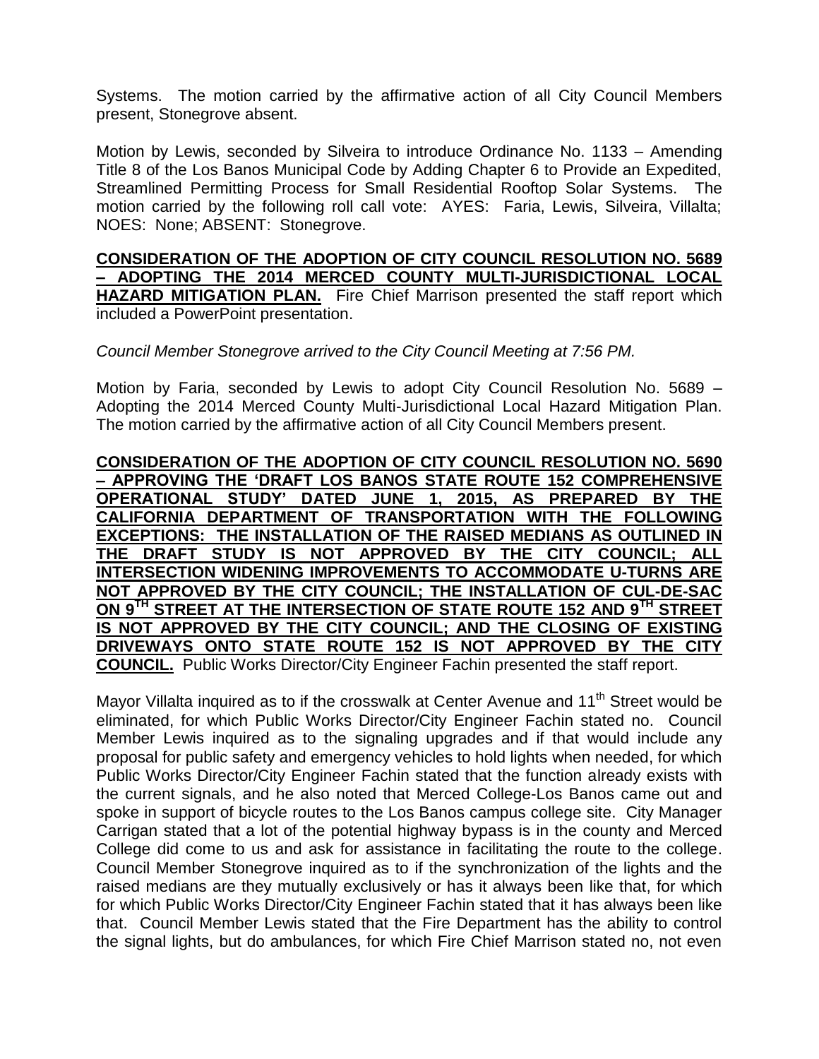Systems. The motion carried by the affirmative action of all City Council Members present, Stonegrove absent.

Motion by Lewis, seconded by Silveira to introduce Ordinance No. 1133 – Amending Title 8 of the Los Banos Municipal Code by Adding Chapter 6 to Provide an Expedited, Streamlined Permitting Process for Small Residential Rooftop Solar Systems. The motion carried by the following roll call vote: AYES: Faria, Lewis, Silveira, Villalta; NOES: None; ABSENT: Stonegrove.

**CONSIDERATION OF THE ADOPTION OF CITY COUNCIL RESOLUTION NO. 5689 – ADOPTING THE 2014 MERCED COUNTY MULTI-JURISDICTIONAL LOCAL HAZARD MITIGATION PLAN.** Fire Chief Marrison presented the staff report which included a PowerPoint presentation.

*Council Member Stonegrove arrived to the City Council Meeting at 7:56 PM.*

Motion by Faria, seconded by Lewis to adopt City Council Resolution No. 5689 – Adopting the 2014 Merced County Multi-Jurisdictional Local Hazard Mitigation Plan. The motion carried by the affirmative action of all City Council Members present.

**CONSIDERATION OF THE ADOPTION OF CITY COUNCIL RESOLUTION NO. 5690 – APPROVING THE 'DRAFT LOS BANOS STATE ROUTE 152 COMPREHENSIVE OPERATIONAL STUDY' DATED JUNE 1, 2015, AS PREPARED BY THE CALIFORNIA DEPARTMENT OF TRANSPORTATION WITH THE FOLLOWING EXCEPTIONS: THE INSTALLATION OF THE RAISED MEDIANS AS OUTLINED IN THE DRAFT STUDY IS NOT APPROVED BY THE CITY COUNCIL; ALL INTERSECTION WIDENING IMPROVEMENTS TO ACCOMMODATE U-TURNS ARE NOT APPROVED BY THE CITY COUNCIL; THE INSTALLATION OF CUL-DE-SAC ON 9TH STREET AT THE INTERSECTION OF STATE ROUTE 152 AND 9TH STREET IS NOT APPROVED BY THE CITY COUNCIL; AND THE CLOSING OF EXISTING DRIVEWAYS ONTO STATE ROUTE 152 IS NOT APPROVED BY THE CITY COUNCIL.** Public Works Director/City Engineer Fachin presented the staff report.

Mayor Villalta inquired as to if the crosswalk at Center Avenue and 11th Street would be eliminated, for which Public Works Director/City Engineer Fachin stated no. Council Member Lewis inquired as to the signaling upgrades and if that would include any proposal for public safety and emergency vehicles to hold lights when needed, for which Public Works Director/City Engineer Fachin stated that the function already exists with the current signals, and he also noted that Merced College-Los Banos came out and spoke in support of bicycle routes to the Los Banos campus college site. City Manager Carrigan stated that a lot of the potential highway bypass is in the county and Merced College did come to us and ask for assistance in facilitating the route to the college. Council Member Stonegrove inquired as to if the synchronization of the lights and the raised medians are they mutually exclusively or has it always been like that, for which for which Public Works Director/City Engineer Fachin stated that it has always been like that. Council Member Lewis stated that the Fire Department has the ability to control the signal lights, but do ambulances, for which Fire Chief Marrison stated no, not even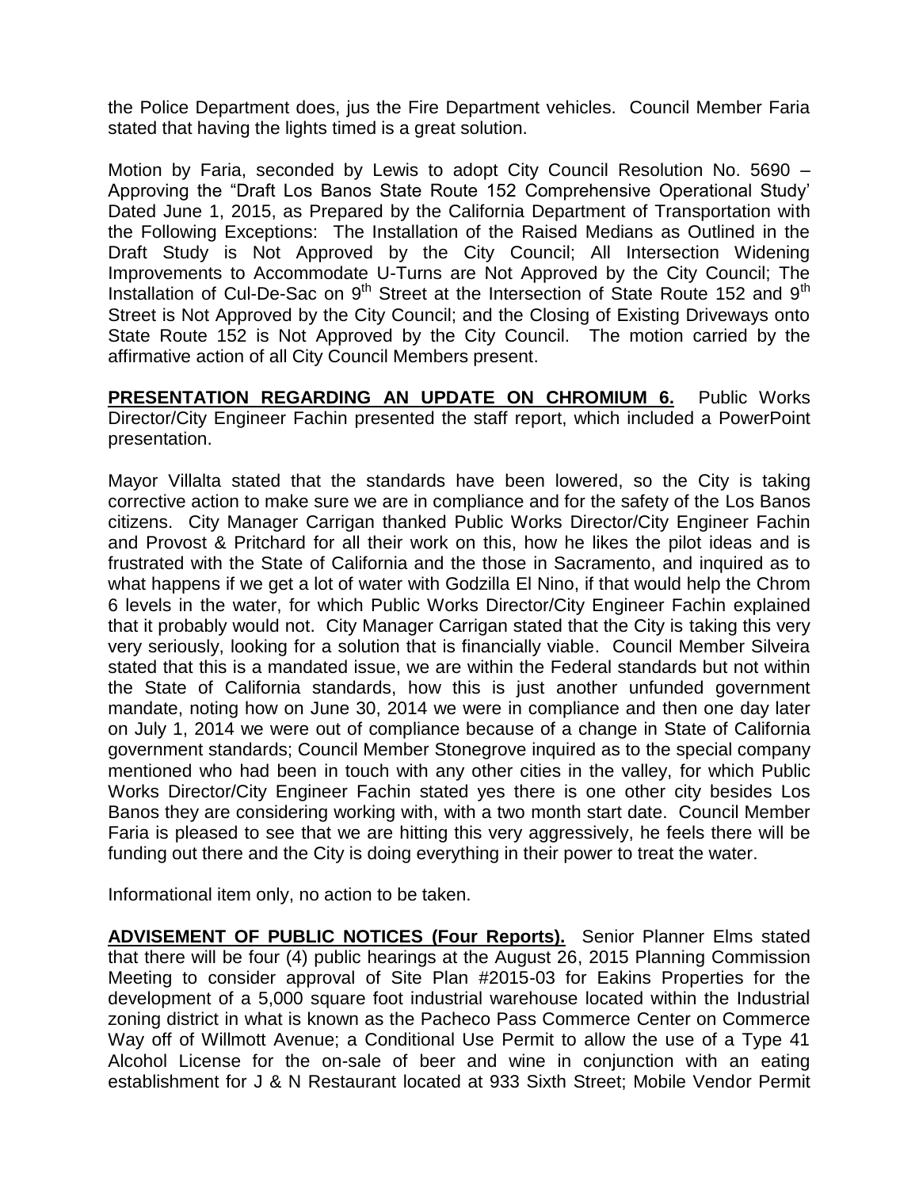the Police Department does, jus the Fire Department vehicles. Council Member Faria stated that having the lights timed is a great solution.

Motion by Faria, seconded by Lewis to adopt City Council Resolution No. 5690 – Approving the "Draft Los Banos State Route 152 Comprehensive Operational Study' Dated June 1, 2015, as Prepared by the California Department of Transportation with the Following Exceptions: The Installation of the Raised Medians as Outlined in the Draft Study is Not Approved by the City Council; All Intersection Widening Improvements to Accommodate U-Turns are Not Approved by the City Council; The Installation of Cul-De-Sac on 9th Street at the Intersection of State Route 152 and 9th Street is Not Approved by the City Council; and the Closing of Existing Driveways onto State Route 152 is Not Approved by the City Council. The motion carried by the affirmative action of all City Council Members present.

**PRESENTATION REGARDING AN UPDATE ON CHROMIUM 6.** Public Works Director/City Engineer Fachin presented the staff report, which included a PowerPoint presentation.

Mayor Villalta stated that the standards have been lowered, so the City is taking corrective action to make sure we are in compliance and for the safety of the Los Banos citizens. City Manager Carrigan thanked Public Works Director/City Engineer Fachin and Provost & Pritchard for all their work on this, how he likes the pilot ideas and is frustrated with the State of California and the those in Sacramento, and inquired as to what happens if we get a lot of water with Godzilla El Nino, if that would help the Chrom 6 levels in the water, for which Public Works Director/City Engineer Fachin explained that it probably would not. City Manager Carrigan stated that the City is taking this very very seriously, looking for a solution that is financially viable. Council Member Silveira stated that this is a mandated issue, we are within the Federal standards but not within the State of California standards, how this is just another unfunded government mandate, noting how on June 30, 2014 we were in compliance and then one day later on July 1, 2014 we were out of compliance because of a change in State of California government standards; Council Member Stonegrove inquired as to the special company mentioned who had been in touch with any other cities in the valley, for which Public Works Director/City Engineer Fachin stated yes there is one other city besides Los Banos they are considering working with, with a two month start date. Council Member Faria is pleased to see that we are hitting this very aggressively, he feels there will be funding out there and the City is doing everything in their power to treat the water.

Informational item only, no action to be taken.

**ADVISEMENT OF PUBLIC NOTICES (Four Reports).** Senior Planner Elms stated that there will be four (4) public hearings at the August 26, 2015 Planning Commission Meeting to consider approval of Site Plan #2015-03 for Eakins Properties for the development of a 5,000 square foot industrial warehouse located within the Industrial zoning district in what is known as the Pacheco Pass Commerce Center on Commerce Way off of Willmott Avenue; a Conditional Use Permit to allow the use of a Type 41 Alcohol License for the on-sale of beer and wine in conjunction with an eating establishment for J & N Restaurant located at 933 Sixth Street; Mobile Vendor Permit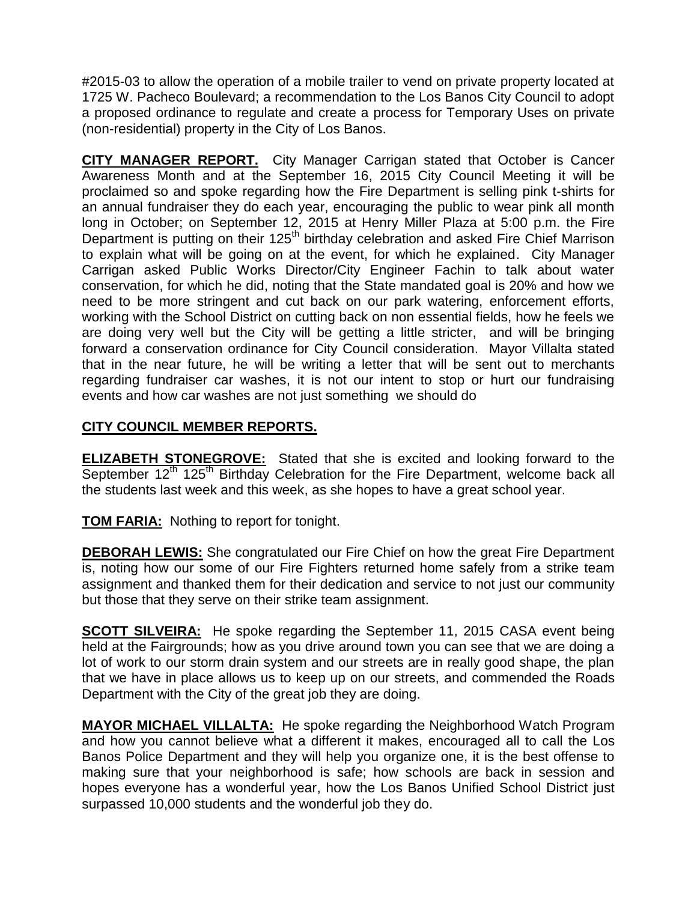#2015-03 to allow the operation of a mobile trailer to vend on private property located at 1725 W. Pacheco Boulevard; a recommendation to the Los Banos City Council to adopt a proposed ordinance to regulate and create a process for Temporary Uses on private (non-residential) property in the City of Los Banos.

**CITY MANAGER REPORT.** City Manager Carrigan stated that October is Cancer Awareness Month and at the September 16, 2015 City Council Meeting it will be proclaimed so and spoke regarding how the Fire Department is selling pink t-shirts for an annual fundraiser they do each year, encouraging the public to wear pink all month long in October; on September 12, 2015 at Henry Miller Plaza at 5:00 p.m. the Fire Department is putting on their 125th birthday celebration and asked Fire Chief Marrison to explain what will be going on at the event, for which he explained. City Manager Carrigan asked Public Works Director/City Engineer Fachin to talk about water conservation, for which he did, noting that the State mandated goal is 20% and how we need to be more stringent and cut back on our park watering, enforcement efforts, working with the School District on cutting back on non essential fields, how he feels we are doing very well but the City will be getting a little stricter, and will be bringing forward a conservation ordinance for City Council consideration. Mayor Villalta stated that in the near future, he will be writing a letter that will be sent out to merchants regarding fundraiser car washes, it is not our intent to stop or hurt our fundraising events and how car washes are not just something we should do

**CITY COUNCIL MEMBER REPORTS.**

**ELIZABETH STONEGROVE:** Stated that she is excited and looking forward to the September 12th 125th Birthday Celebration for the Fire Department, welcome back all the students last week and this week, as she hopes to have a great school year.

**TOM FARIA:** Nothing to report for tonight.

**DEBORAH LEWIS:** She congratulated our Fire Chief on how the great Fire Department is, noting how our some of our Fire Fighters returned home safely from a strike team assignment and thanked them for their dedication and service to not just our community but those that they serve on their strike team assignment.

**SCOTT SILVEIRA:** He spoke regarding the September 11, 2015 CASA event being held at the Fairgrounds; how as you drive around town you can see that we are doing a lot of work to our storm drain system and our streets are in really good shape, the plan that we have in place allows us to keep up on our streets, and commended the Roads Department with the City of the great job they are doing.

**MAYOR MICHAEL VILLALTA:** He spoke regarding the Neighborhood Watch Program and how you cannot believe what a different it makes, encouraged all to call the Los Banos Police Department and they will help you organize one, it is the best offense to making sure that your neighborhood is safe; how schools are back in session and hopes everyone has a wonderful year, how the Los Banos Unified School District just surpassed 10,000 students and the wonderful job they do.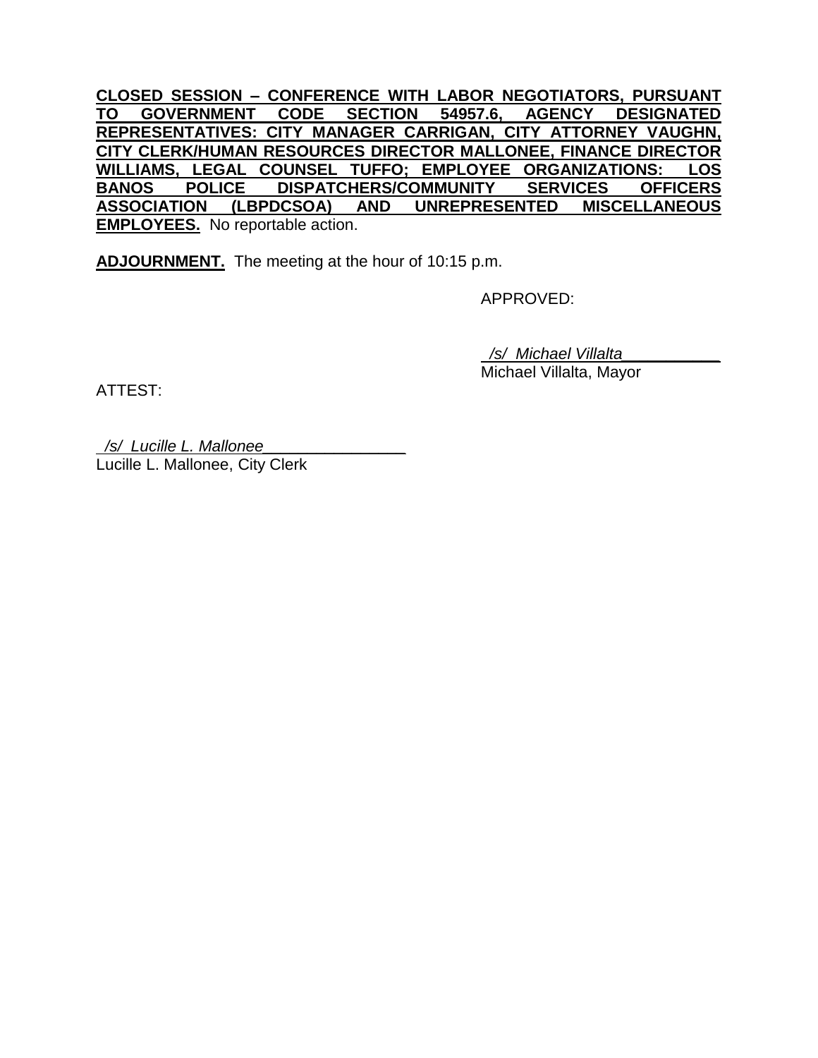**CLOSED SESSION – CONFERENCE WITH LABOR NEGOTIATORS, PURSUANT TO GOVERNMENT CODE SECTION 54957.6, AGENCY DESIGNATED REPRESENTATIVES: CITY MANAGER CARRIGAN, CITY ATTORNEY VAUGHN, CITY CLERK/HUMAN RESOURCES DIRECTOR MALLONEE, FINANCE DIRECTOR WILLIAMS, LEGAL COUNSEL TUFFO; EMPLOYEE ORGANIZATIONS: LOS BANOS POLICE DISPATCHERS/COMMUNITY SERVICES OFFICERS ASSOCIATION (LBPDCSOA) AND UNREPRESENTED MISCELLANEOUS EMPLOYEES.** No reportable action.

**ADJOURNMENT.** The meeting at the hour of 10:15 p.m.

APPROVED:

*/s/ Michael Villalta*
Michael Villalta, Mayor

ATTEST:

*/s/ Lucille L. Mallonee*
Lucille L. Mallonee, City Clerk